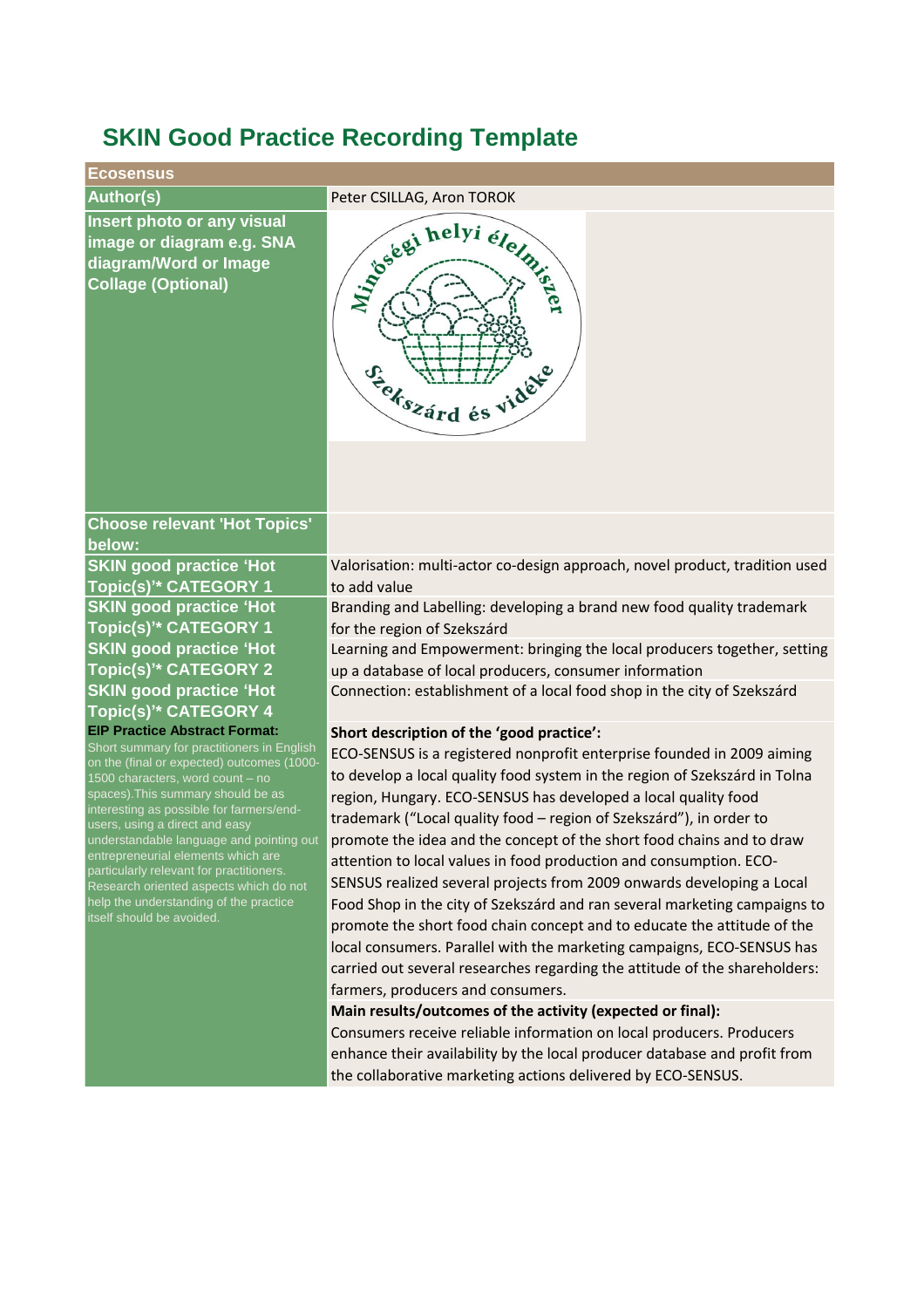# SKIN Good Practice Recording Template

| Ecosensus | |
|---|---|
| **Author(s)** | Peter CSILLAG, Aron TOROK |
| **Insert photo or any visual image or diagram e.g. SNA diagram/Word or Image Collage (Optional)** | |
| **Choose relevant 'Hot Topics' below:** | |
| **SKIN good practice 'Hot Topic(s)'* CATEGORY 1** | Valorisation: multi-actor co-design approach, novel product, tradition used to add value |
| **SKIN good practice 'Hot Topic(s)'* CATEGORY 1** | Branding and Labelling: developing a brand new food quality trademark for the region of Szekszárd |
| **SKIN good practice 'Hot Topic(s)'* CATEGORY 2** | Learning and Empowerment: bringing the local producers together, setting up a database of local producers, consumer information |
| **SKIN good practice 'Hot Topic(s)'* CATEGORY 4** | Connection: establishment of a local food shop in the city of Szekszárd |
| **EIP Practice Abstract Format:** Short summary for practitioners in English on the (final or expected) outcomes (1000-1500 characters, word count – no spaces).This summary should be as interesting as possible for farmers/end-users, using a direct and easy understandable language and pointing out entrepreneurial elements which are particularly relevant for practitioners. Research oriented aspects which do not help the understanding of the practice itself should be avoided. | **Short description of the 'good practice':** ECO-SENSUS is a registered nonprofit enterprise founded in 2009 aiming to develop a local quality food system in the region of Szekszárd in Tolna region, Hungary. ECO-SENSUS has developed a local quality food trademark ("Local quality food – region of Szekszárd"), in order to promote the idea and the concept of the short food chains and to draw attention to local values in food production and consumption. ECO-SENSUS realized several projects from 2009 onwards developing a Local Food Shop in the city of Szekszárd and ran several marketing campaigns to promote the short food chain concept and to educate the attitude of the local consumers. Parallel with the marketing campaigns, ECO-SENSUS has carried out several researches regarding the attitude of the shareholders: farmers, producers and consumers. **Main results/outcomes of the activity (expected or final):** Consumers receive reliable information on local producers. Producers enhance their availability by the local producer database and profit from the collaborative marketing actions delivered by ECO-SENSUS. |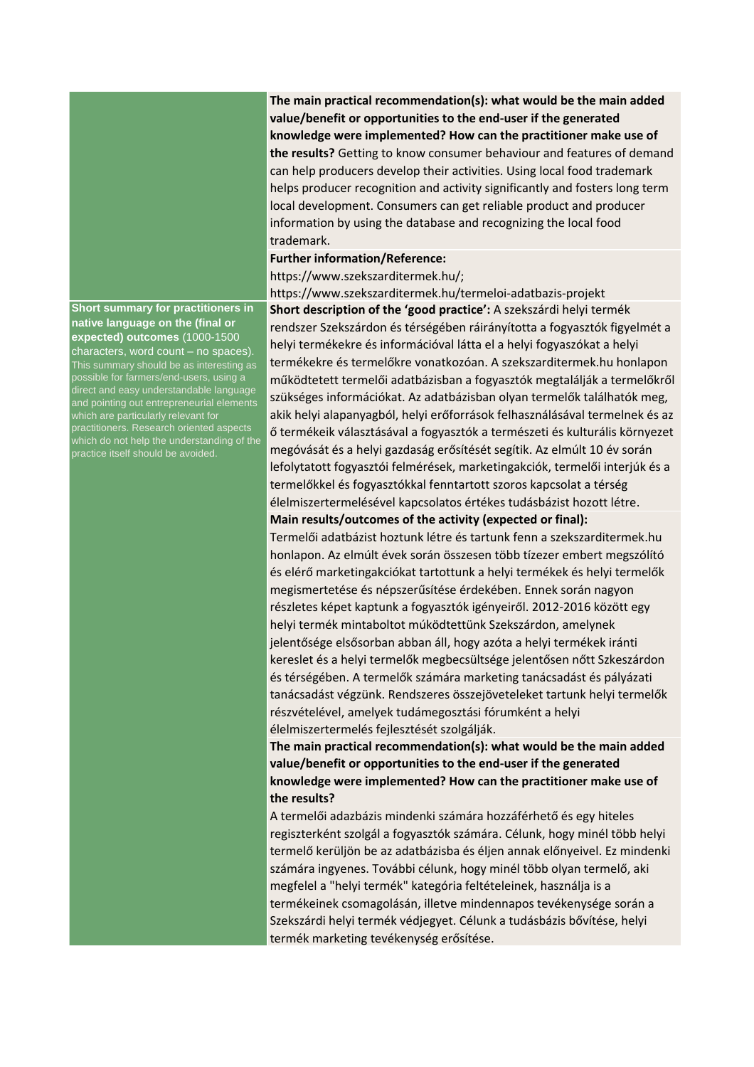| | |
|---|---|
| | **The main practical recommendation(s): what would be the main added value/benefit or opportunities to the end-user if the generated knowledge were implemented? How can the practitioner make use of the results?** Getting to know consumer behaviour and features of demand can help producers develop their activities. Using local food trademark helps producer recognition and activity significantly and fosters long term local development. Consumers can get reliable product and producer information by using the database and recognizing the local food trademark. |
| | **Further information/Reference:** https://www.szekszarditermek.hu/; https://www.szekszarditermek.hu/termeloi-adatbazis-projekt |
| **Short summary for practitioners in native language on the (final or expected) outcomes** (1000-1500 characters, word count – no spaces). This summary should be as interesting as possible for farmers/end-users, using a direct and easy understandable language and pointing out entrepreneurial elements which are particularly relevant for practitioners. Research oriented aspects which do not help the understanding of the practice itself should be avoided. | **Short description of the 'good practice':** A szekszárdi helyi termék rendszer Szekszárdon és térségében ráirányította a fogyasztók figyelmét a helyi termékekre és információval látta el a helyi fogyaszókat a helyi termékekre és termelőkre vonatkozóan. A szekszarditermek.hu honlapon működtetett termelői adatbázisban a fogyasztók megtalálják a termelőkről szükséges információkat. Az adatbázisban olyan termelők találhatók meg, akik helyi alapanyagból, helyi erőforrások felhasználásával termelnek és az ő termékeik választásával a fogyasztók a természeti és kulturális környezet megóvását és a helyi gazdaság erősítését segítik. Az elmúlt 10 év során lefolytatott fogyasztói felmérések, marketingakciók, termelői interjúk és a termelőkkel és fogyasztókkal fenntartott szoros kapcsolat a térség élelmiszertermelésével kapcsolatos értékes tudásbázist hozott létre. |
| | **Main results/outcomes of the activity (expected or final):** Termelői adatbázist hoztunk létre és tartunk fenn a szekszarditermek.hu honlapon. Az elmúlt évek során összesen több tízezer embert megszólító és elérő marketingakciókat tartottunk a helyi termékek és helyi termelők megismertetése és népszerűsítése érdekében. Ennek során nagyon részletes képet kaptunk a fogyasztók igényeiről. 2012-2016 között egy helyi termék mintaboltot működtettünk Szekszárdon, amelynek jelentősége elsősorban abban áll, hogy azóta a helyi termékek iránti kereslet és a helyi termelők megbecsültsége jelentősen nőtt Szkeszárdon és térségében. A termelők számára marketing tanácsadást és pályázati tanácsadást végzünk. Rendszeres összejöveteleket tartunk helyi termelők részvételével, amelyek tudámegosztási fórumként a helyi élelmiszertermelés fejlesztését szolgálják. |
| | **The main practical recommendation(s): what would be the main added value/benefit or opportunities to the end-user if the generated knowledge were implemented? How can the practitioner make use of the results?** A termelői adazbázis mindenki számára hozzáférhető és egy hiteles regiszterként szolgál a fogyasztók számára. Célunk, hogy minél több helyi termelő kerüljön be az adatbázisba és éljen annak előnyeivel. Ez mindenki számára ingyenes. További célunk, hogy minél több olyan termelő, aki megfelel a "helyi termék" kategória feltételeinek, használja is a termékeinek csomagolásán, illetve mindennapos tevékenysége során a Szekszárdi helyi termék védjegyet. Célunk a tudásbázis bővítése, helyi termék marketing tevékenység erősítése. |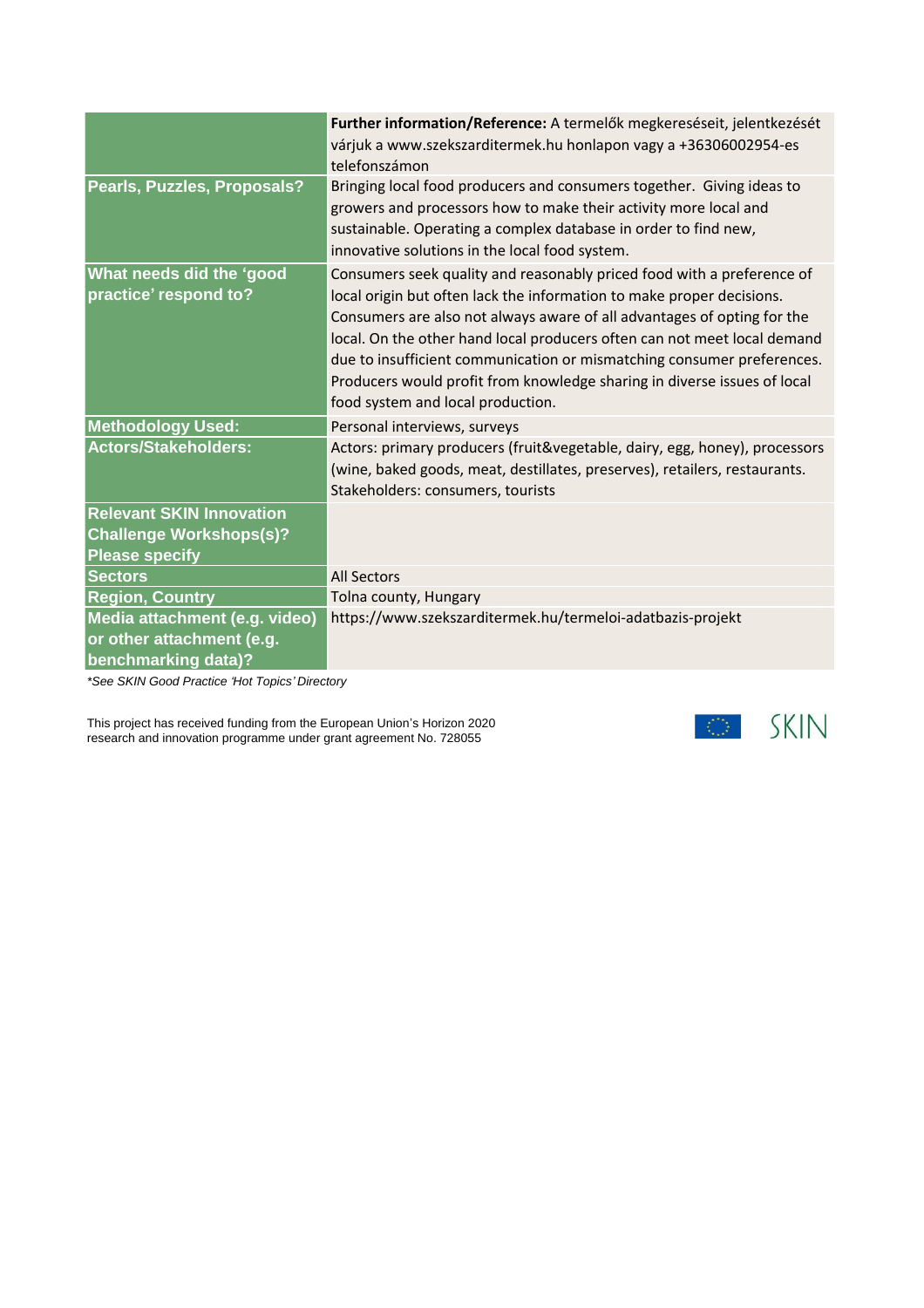| | |
|---|---|
| | **Further information/Reference:** A termelők megkereséseit, jelentkezését várjuk a www.szekszarditermek.hu honlapon vagy a +36306002954-es telefonszámon |
| **Pearls, Puzzles, Proposals?** | Bringing local food producers and consumers together. Giving ideas to growers and processors how to make their activity more local and sustainable. Operating a complex database in order to find new, innovative solutions in the local food system. |
| **What needs did the 'good practice' respond to?** | Consumers seek quality and reasonably priced food with a preference of local origin but often lack the information to make proper decisions. Consumers are also not always aware of all advantages of opting for the local. On the other hand local producers often can not meet local demand due to insufficient communication or mismatching consumer preferences. Producers would profit from knowledge sharing in diverse issues of local food system and local production. |
| **Methodology Used:** | Personal interviews, surveys |
| **Actors/Stakeholders:** | Actors: primary producers (fruit&vegetable, dairy, egg, honey), processors (wine, baked goods, meat, destillates, preserves), retailers, restaurants. Stakeholders: consumers, tourists |
| **Relevant SKIN Innovation Challenge Workshops(s)? Please specify** | |
| **Sectors** | All Sectors |
| **Region, Country** | Tolna county, Hungary |
| **Media attachment (e.g. video) or other attachment (e.g. benchmarking data)?** | https://www.szekszarditermek.hu/termeloi-adatbazis-projekt |

*\*See SKIN Good Practice 'Hot Topics' Directory*

This project has received funding from the European Union's Horizon 2020 research and innovation programme under grant agreement No. 728055

SKIN